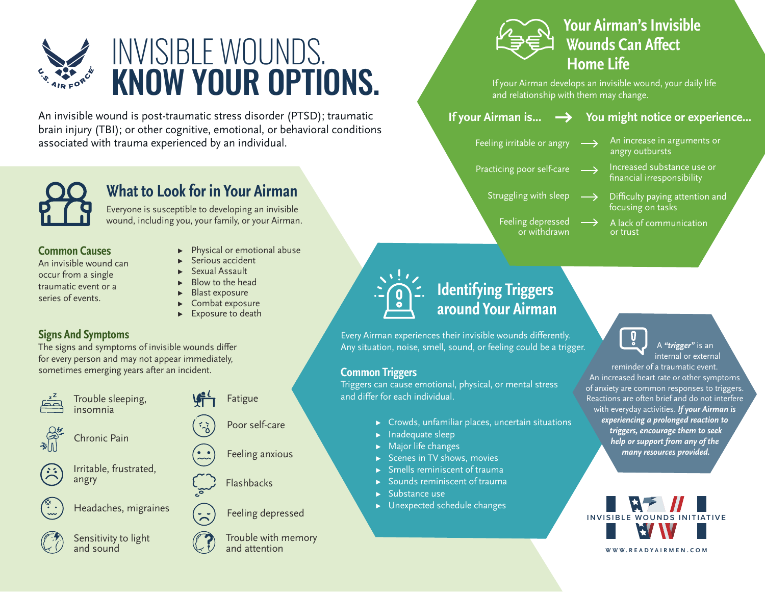# INVISIBLE WOUNDS. **KNOW YOUR OPTIONS.**

An invisible wound is post-traumatic stress disorder (PTSD); traumatic brain injury (TBI); or other cognitive, emotional, or behavioral conditions associated with trauma experienced by an individual.

## What to Look for in Your Airman

Everyone is susceptible to developing an invisible wound, including you, your family, or your Airman.

### Common Causes

An invisible wound can occur from a single traumatic event or a series of events.

- Physical or emotional abuse
- Serious accident
- Sexual Assault
- Blow to the head
- Blast exposure
- Combat exposure
- Exposure to death

### Signs And Symptoms

The signs and symptoms of invisible wounds differ for every person and may not appear immediately, sometimes emerging years after an incident.

- Trouble sleeping, insomnia
- Chronic Pain
- Irritable, frustrated, angry
- Headaches, migraines
- Sensitivity to light and sound
- Fatigue
- Poor self-care
- Feeling anxious
- Flashbacks
- Feeling depressed
- Trouble with memory and attention

## Your Airman's Invisible Wounds Can Affect Home Life

If your Airman develops an invisible wound, your daily life and relationship with them may change.

| If your Airman is... → | You might notice or experience... |
| --- | --- |
| Feeling irritable or angry → | An increase in arguments or angry outbursts |
| Practicing poor self-care → | Increased substance use or financial irresponsibility |
| Struggling with sleep → | Difficulty paying attention and focusing on tasks |
| Feeling depressed or withdrawn → | A lack of communication or trust |

## Identifying Triggers around Your Airman

Every Airman experiences their invisible wounds differently. Any situation, noise, smell, sound, or feeling could be a trigger.

### Common Triggers

Triggers can cause emotional, physical, or mental stress and differ for each individual.

- Crowds, unfamiliar places, uncertain situations
- Inadequate sleep
- Major life changes
- Scenes in TV shows, movies
- Smells reminiscent of trauma
- Sounds reminiscent of trauma
- Substance use
- Unexpected schedule changes

A ***"trigger"*** is an internal or external reminder of a traumatic event. An increased heart rate or other symptoms of anxiety are common responses to triggers. Reactions are often brief and do not interfere with everyday activities. ***If your Airman is experiencing a prolonged reaction to triggers, encourage them to seek help or support from any of the many resources provided.***

INVISIBLE WOUNDS INITIATIVE

WWW.READYAIRMEN.COM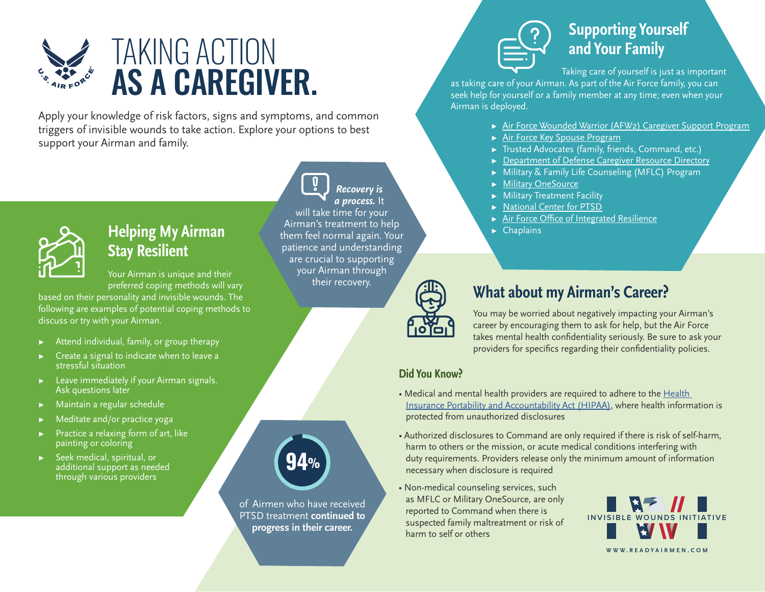# TAKING ACTION **AS A CAREGIVER.**

Apply your knowledge of risk factors, signs and symptoms, and common triggers of invisible wounds to take action. Explore your options to best support your Airman and family.

## Helping My Airman Stay Resilient

Your Airman is unique and their preferred coping methods will vary based on their personality and invisible wounds. The following are examples of potential coping methods to discuss or try with your Airman.

- Attend individual, family, or group therapy
- Create a signal to indicate when to leave a stressful situation
- Leave immediately if your Airman signals. Ask questions later
- Maintain a regular schedule
- Meditate and/or practice yoga
- Practice a relaxing form of art, like painting or coloring
- Seek medical, spiritual, or additional support as needed through various providers

***Recovery is a process.*** It will take time for your Airman's treatment to help them feel normal again. Your patience and understanding are crucial to supporting your Airman through their recovery.

**94%**

of Airmen who have received PTSD treatment **continued to progress in their career.**

## Supporting Yourself and Your Family

Taking care of yourself is just as important as taking care of your Airman. As part of the Air Force family, you can seek help for yourself or a family member at any time; even when your Airman is deployed.

- Air Force Wounded Warrior (AFW2) Caregiver Support Program
- Air Force Key Spouse Program
- Trusted Advocates (family, friends, Command, etc.)
- Department of Defense Caregiver Resource Directory
- Military & Family Life Counseling (MFLC) Program
- Military OneSource
- Military Treatment Facility
- National Center for PTSD
- Air Force Office of Integrated Resilience
- Chaplains

## What about my Airman's Career?

You may be worried about negatively impacting your Airman's career by encouraging them to ask for help, but the Air Force takes mental health confidentiality seriously. Be sure to ask your providers for specifics regarding their confidentiality policies.

### Did You Know?

- Medical and mental health providers are required to adhere to the Health Insurance Portability and Accountability Act (HIPAA), where health information is protected from unauthorized disclosures
- Authorized disclosures to Command are only required if there is risk of self-harm, harm to others or the mission, or acute medical conditions interfering with duty requirements. Providers release only the minimum amount of information necessary when disclosure is required
- Non-medical counseling services, such as MFLC or Military OneSource, are only reported to Command when there is suspected family maltreatment or risk of harm to self or others

INVISIBLE WOUNDS INITIATIVE

WWW.READYAIRMEN.COM